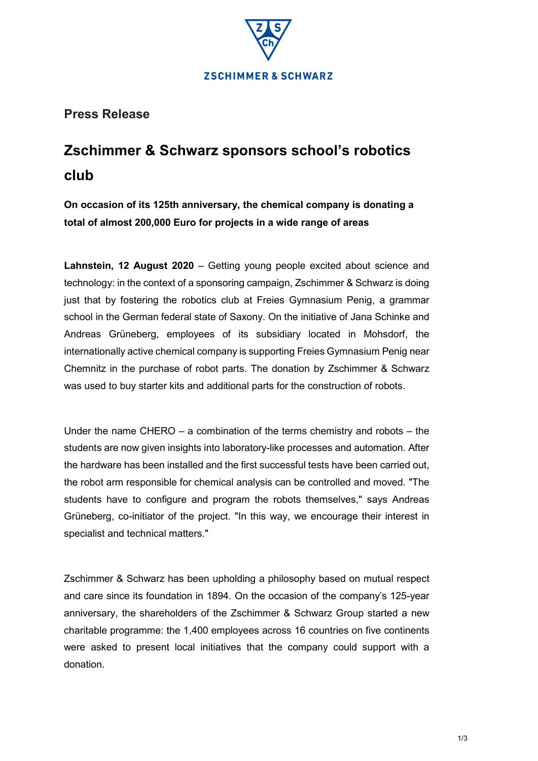ZSCHIMMER & SCHWARZ

**Press Release**

# Zschimmer & Schwarz sponsors school's robotics club

**On occasion of its 125th anniversary, the chemical company is donating a total of almost 200,000 Euro for projects in a wide range of areas**

**Lahnstein, 12 August 2020** – Getting young people excited about science and technology: in the context of a sponsoring campaign, Zschimmer & Schwarz is doing just that by fostering the robotics club at Freies Gymnasium Penig, a grammar school in the German federal state of Saxony. On the initiative of Jana Schinke and Andreas Grüneberg, employees of its subsidiary located in Mohsdorf, the internationally active chemical company is supporting Freies Gymnasium Penig near Chemnitz in the purchase of robot parts. The donation by Zschimmer & Schwarz was used to buy starter kits and additional parts for the construction of robots.

Under the name CHERO – a combination of the terms chemistry and robots – the students are now given insights into laboratory-like processes and automation. After the hardware has been installed and the first successful tests have been carried out, the robot arm responsible for chemical analysis can be controlled and moved. "The students have to configure and program the robots themselves," says Andreas Grüneberg, co-initiator of the project. "In this way, we encourage their interest in specialist and technical matters."

Zschimmer & Schwarz has been upholding a philosophy based on mutual respect and care since its foundation in 1894. On the occasion of the company's 125-year anniversary, the shareholders of the Zschimmer & Schwarz Group started a new charitable programme: the 1,400 employees across 16 countries on five continents were asked to present local initiatives that the company could support with a donation.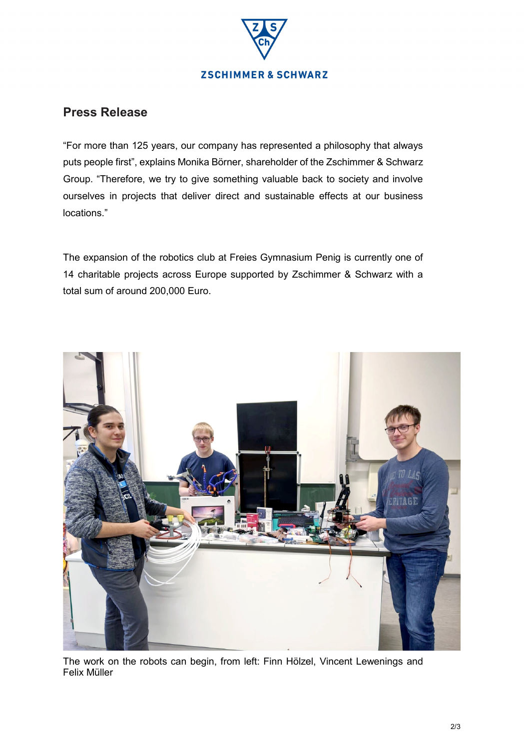## Press Release

"For more than 125 years, our company has represented a philosophy that always puts people first", explains Monika Börner, shareholder of the Zschimmer & Schwarz Group. "Therefore, we try to give something valuable back to society and involve ourselves in projects that deliver direct and sustainable effects at our business locations."

The expansion of the robotics club at Freies Gymnasium Penig is currently one of 14 charitable projects across Europe supported by Zschimmer & Schwarz with a total sum of around 200,000 Euro.

The work on the robots can begin, from left: Finn Hölzel, Vincent Lewenings and Felix Müller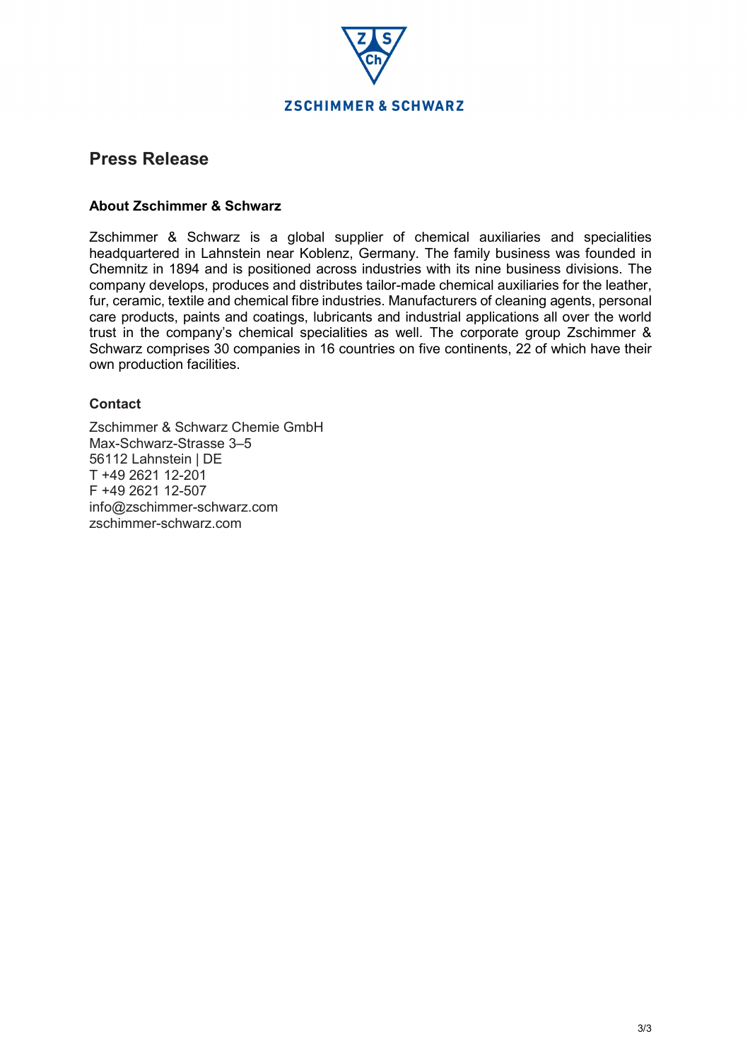ZSCHIMMER & SCHWARZ

## Press Release

### About Zschimmer & Schwarz

Zschimmer & Schwarz is a global supplier of chemical auxiliaries and specialities headquartered in Lahnstein near Koblenz, Germany. The family business was founded in Chemnitz in 1894 and is positioned across industries with its nine business divisions. The company develops, produces and distributes tailor-made chemical auxiliaries for the leather, fur, ceramic, textile and chemical fibre industries. Manufacturers of cleaning agents, personal care products, paints and coatings, lubricants and industrial applications all over the world trust in the company's chemical specialities as well. The corporate group Zschimmer & Schwarz comprises 30 companies in 16 countries on five continents, 22 of which have their own production facilities.

### Contact

Zschimmer & Schwarz Chemie GmbH
Max-Schwarz-Strasse 3–5
56112 Lahnstein | DE
T +49 2621 12-201
F +49 2621 12-507
info@zschimmer-schwarz.com
zschimmer-schwarz.com